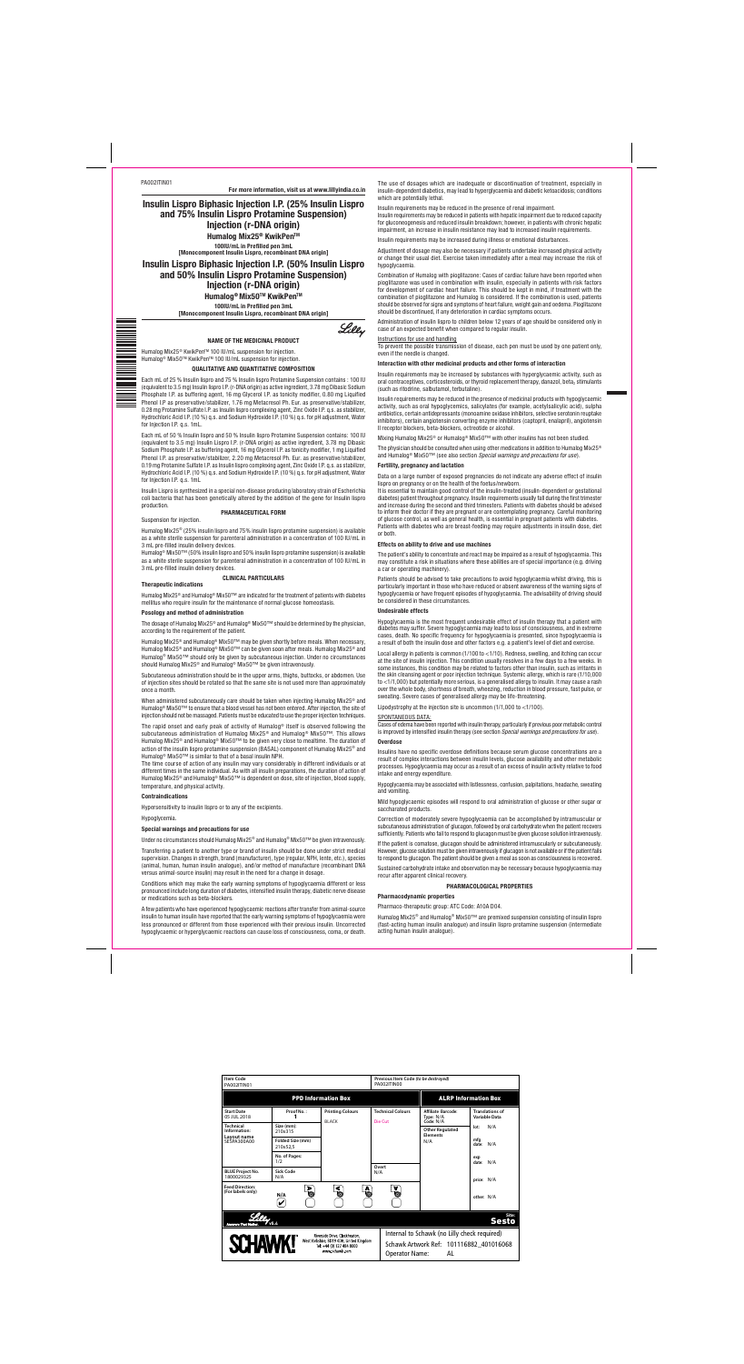PA002ITIN01

For more information, visit us at www.lillyindia.co.in

# Insulin Lispro Biphasic Injection I.P. (25% Insulin Lispro and 75% Insulin Lispro Protamine Suspension) Injection (r-DNA origin)

**Humalog Mix25® KwikPen™**

**100IU/mL in Prefilled pen 3mL**
**[Monocomponent Insulin Lispro, recombinant DNA origin]**

# Insulin Lispro Biphasic Injection I.P. (50% Insulin Lispro and 50% Insulin Lispro Protamine Suspension) Injection (r-DNA origin)

**Humalog® Mix50™ KwikPen™**

**100IU/mL in Prefilled pen 3mL**
**[Monocomponent Insulin Lispro, recombinant DNA origin]**

Lilly

## NAME OF THE MEDICINAL PRODUCT

Humalog Mix25® KwikPen™ 100 IU/mL suspension for injection.
Humalog® Mix50™ KwikPen™ 100 IU/mL suspension for injection.

## QUALITATIVE AND QUANTITATIVE COMPOSITION

Each mL of 25 % Insulin lispro and 75 % Insulin lispro Protamine Suspension contains : 100 IU (equivalent to 3.5 mg) Insulin lispro I.P. (r-DNA origin) as active ingredient, 3.78 mg Dibasic Sodium Phosphate I.P. as buffering agent, 16 mg Glycerol I.P. as tonicity modifier, 0.80 mg Liquified Phenol I.P as preservative/stabilizer, 1.76 mg Metacresol Ph. Eur. as preservative/stabilizer, 0.28 mg Protamine Sulfate I.P. as Insulin lispro complexing agent, Zinc Oxide I.P. q.s. as stabilizer, Hydrochloric Acid I.P. (10 %) q.s. and Sodium Hydroxide I.P. (10 %) q.s. for pH adjustment, Water for Injection I.P. q.s. 1mL.

Each mL of 50 % Insulin lispro and 50 % Insulin lispro Protamine Suspension contains: 100 IU (equivalent to 3.5 mg) Insulin Lispro I.P. (r-DNA origin) as active ingredient, 3.78 mg Dibasic Sodium Phosphate I.P. as buffering agent, 16 mg Glycerol I.P. as tonicity modifier, 1 mg Liquified Phenol I.P. as preservative/stabilizer, 2.20 mg Metacresol Ph. Eur. as preservative/stabilizer, 0.19 mg Protamine Sulfate I.P. as Insulin lispro complexing agent, Zinc Oxide I.P. q.s. as stabilizer, Hydrochloric Acid I.P. (10 %) q.s. and Sodium Hydroxide I.P. (10 %) q.s. for pH adjustment, Water for Injection I.P. q.s. 1mL.

Insulin Lispro is synthesized in a special non-disease producing laboratory strain of Escherichia coli bacteria that has been genetically altered by the addition of the gene for Insulin lispro production.

## PHARMACEUTICAL FORM

Suspension for injection.

Humalog Mix25® (25% insulin lispro and 75% insulin lispro protamine suspension) is available as a white sterile suspension for parenteral administration in a concentration of 100 IU/mL in 3 mL pre-filled insulin delivery devices.

Humalog® Mix50™ (50% insulin lispro and 50% insulin lispro protamine suspension) is available as a white sterile suspension for parenteral administration in a concentration of 100 IU/mL in 3 mL pre-filled insulin delivery devices.

## CLINICAL PARTICULARS

### Therapeutic indications

Humalog Mix25® and Humalog® Mix50™ are indicated for the treatment of patients with diabetes mellitus who require insulin for the maintenance of normal glucose homeostasis.

### Posology and method of administration

The dosage of Humalog Mix25® and Humalog® Mix50™ should be determined by the physician, according to the requirement of the patient.

Humalog Mix25® and Humalog® Mix50™ may be given shortly before meals. When necessary, Humalog Mix25® and Humalog® Mix50™ can be given soon after meals. Humalog Mix25® and Humalog® Mix50™ should only be given by subcutaneous injection. Under no circumstances should Humalog Mix25® and Humalog® Mix50™ be given intravenously.

Subcutaneous administration should be in the upper arms, thighs, buttocks, or abdomen. Use of injection sites should be rotated so that the same site is not used more than approximately once a month.

When administered subcutaneously care should be taken when injecting Humalog Mix25® and Humalog® Mix50™ to ensure that a blood vessel has not been entered. After injection, the site of injection should not be massaged. Patients must be educated to use the proper injection techniques.

The rapid onset and early peak of activity of Humalog® itself is observed following the subcutaneous administration of Humalog Mix25® and Humalog® Mix50™. This allows Humalog Mix25® and Humalog® Mix50™ to be given very close to mealtime. The duration of action of the insulin lispro protamine suspension (BASAL) component of Humalog Mix25® and Humalog® Mix50™ is similar to that of a basal insulin NPH.

The time course of action of any insulin may vary considerably in different individuals or at different times in the same individual. As with all insulin preparations, the duration of action of Humalog Mix25® and Humalog® Mix50™ is dependent on dose, site of injection, blood supply, temperature, and physical activity.

### Contraindications

Hypersensitivity to insulin lispro or to any of the excipients.

Hypoglycemia.

### Special warnings and precautions for use

Under no circumstances should Humalog Mix25® and Humalog® Mix50™ be given intravenously.

Transferring a patient to another type or brand of insulin should be done under strict medical supervision. Changes in strength, brand (manufacturer), type (regular, NPH, lente, etc.), species (animal, human, human insulin analogue), and/or method of manufacture (recombinant DNA versus animal-source insulin) may result in the need for a change in dosage.

Conditions which may make the early warning symptoms of hypoglycaemia different or less pronounced include long duration of diabetes, intensified insulin therapy, diabetic nerve disease or medications such as beta-blockers.

A few patients who have experienced hypoglycaemic reactions after transfer from animal-source insulin to human insulin have reported that the early warning symptoms of hypoglycaemia were less pronounced or different from those experienced with their previous insulin. Uncorrected hypoglycaemic or hyperglycaemic reactions can cause loss of consciousness, coma, or death.

The use of dosages which are inadequate or discontinuation of treatment, especially in insulin-dependent diabetics, may lead to hyperglycaemia and diabetic ketoacidosis; conditions which are potentially lethal.

Insulin requirements may be reduced in the presence of renal impairment.

Insulin requirements may be reduced in patients with hepatic impairment due to reduced capacity for gluconeogenesis and reduced insulin breakdown; however, in patients with chronic hepatic impairment, an increase in insulin resistance may lead to increased insulin requirements.

Insulin requirements may be increased during illness or emotional disturbances.

Adjustment of dosage may also be necessary if patients undertake increased physical activity or change their usual diet. Exercise taken immediately after a meal may increase the risk of hypoglycaemia.

Combination of Humalog with pioglitazone: Cases of cardiac failure have been reported when pioglitazone was used in combination with insulin, especially in patients with risk factors for development of cardiac heart failure. This should be kept in mind, if treatment with the combination of pioglitazone and Humalog is considered. If the combination is used, patients should be observed for signs and symptoms of heart failure, weight gain and oedema. Pioglitazone should be discontinued, if any deterioration in cardiac symptoms occurs.

Administration of insulin lispro to children below 12 years of age should be considered only in case of an expected benefit when compared to regular insulin.

Instructions for use and handling

To prevent the possible transmission of disease, each pen must be used by one patient only, even if the needle is changed.

### Interaction with other medicinal products and other forms of interaction

Insulin requirements may be increased by substances with hyperglycaemic activity, such as oral contraceptives, corticosteroids, or thyroid replacement therapy, danazol, beta$_2$ stimulants (such as ritodrine, salbutamol, terbutaline).

Insulin requirements may be reduced in the presence of medicinal products with hypoglycaemic activity, such as oral hypoglycemics, salicylates (for example, acetylsalicylic acid), sulpha antibiotics, certain antidepressants (monoamine oxidase inhibitors, selective serotonin reuptake inhibitors), certain angiotensin converting enzyme inhibitors (captopril, enalapril), angiotensin II receptor blockers, beta-blockers, octreotide or alcohol.

Mixing Humalog Mix25® or Humalog® Mix50™ with other insulins has not been studied.

The physician should be consulted when using other medications in addition to Humalog Mix25® and Humalog® Mix50™ (see also section *Special warnings and precautions for use*).

### Fertility, pregnancy and lactation

Data on a large number of exposed pregnancies do not indicate any adverse effect of insulin lispro on pregnancy or on the health of the foetus/newborn.

It is essential to maintain good control of the insulin-treated (insulin-dependent or gestational diabetes) patient throughout pregnancy. Insulin requirements usually fall during the first trimester and increase during the second and third trimesters. Patients with diabetes should be advised to inform their doctor if they are pregnant or are contemplating pregnancy. Careful monitoring of glucose control, as well as general health, is essential in pregnant patients with diabetes.

Patients with diabetes who are breast-feeding may require adjustments in insulin dose, diet or both.

### Effects on ability to drive and use machines

The patient's ability to concentrate and react may be impaired as a result of hypoglycaemia. This may constitute a risk in situations where these abilities are of special importance (e.g. driving a car or operating machinery).

Patients should be advised to take precautions to avoid hypoglycaemia whilst driving, this is particularly important in those who have reduced or absent awareness of the warning signs of hypoglycaemia or have frequent episodes of hypoglycaemia. The advisability of driving should be considered in these circumstances.

### Undesirable effects

Hypoglycaemia is the most frequent undesirable effect of insulin therapy that a patient with diabetes may suffer. Severe hypoglycaemia may lead to loss of consciousness, and in extreme cases, death. No specific frequency for hypoglycaemia is presented, since hypoglycaemia is a result of both the insulin dose and other factors e.g. a patient's level of diet and exercise.

Local allergy in patients is common (1/100 to <1/10). Redness, swelling, and itching can occur at the site of insulin injection. This condition usually resolves in a few days to a few weeks. In some instances, this condition may be related to factors other than insulin, such as irritants in the skin cleansing agent or poor injection technique. Systemic allergy, which is rare (1/10,000 to <1/1,000) but potentially more serious, is a generalised allergy to insulin. It may cause a rash over the whole body, shortness of breath, wheezing, reduction in blood pressure, fast pulse, or sweating. Severe cases of generalised allergy may be life-threatening.

Lipodystrophy at the injection site is uncommon (1/1,000 to <1/100).

SPONTANEOUS DATA:

Cases of edema have been reported with insulin therapy, particularly if previous poor metabolic control is improved by intensified insulin therapy (see section *Special warnings and precautions for use*).

### Overdose

Insulins have no specific overdose definitions because serum glucose concentrations are a result of complex interactions between insulin levels, glucose availability and other metabolic processes. Hypoglycaemia may occur as a result of an excess of insulin activity relative to food intake and energy expenditure.

Hypoglycaemia may be associated with listlessness, confusion, palpitations, headache, sweating and vomiting.

Mild hypoglycaemic episodes will respond to oral administration of glucose or other sugar or saccharated products.

Correction of moderately severe hypoglycaemia can be accomplished by intramuscular or subcutaneous administration of glucagon, followed by oral carbohydrate when the patient recovers sufficiently. Patients who fail to respond to glucagon must be given glucose solution intravenously.

If the patient is comatose, glucagon should be administered intramuscularly or subcutaneously. However, glucose solution must be given intravenously if glucagon is not available or if the patient fails to respond to glucagon. The patient should be given a meal as soon as consciousness is recovered.

Sustained carbohydrate intake and observation may be necessary because hypoglycaemia may recur after apparent clinical recovery.

## PHARMACOLOGICAL PROPERTIES

### Pharmacodynamic properties

Pharmaco-therapeutic group: ATC Code: A10A D04.

Humalog Mix25® and Humalog® Mix50™ are premixed suspension consisting of insulin lispro (fast-acting human insulin analogue) and insulin lispro protamine suspension (intermediate acting human insulin analogue).

| Item Code | | | Previous Item Code (to be destroyed) | |
|---|---|---|---|---|
| PA002ITIN01 | | | PA002ITIN00 | |
| **PPD Information Box** | | | **ALRP Information Box** | |
| Start Date: 05 JUL 2018 | Proof No.: 1 | Printing Colours: BLACK | Technical Colours: Die Cut | Affiliate Barcode Type: N/A Code: N/A |
| Technical Information: Layout name SESPA300A00 | Size (mm): 210x315 | | | Other Regulated Elements: N/A |
| | Folded Size (mm): 210x52,5 | | | Translations of Variable Data: lot: N/A, mfg date: N/A, exp date: N/A, price: N/A, other: N/A |
| | No. of Pages: 1/2 | | Overt: N/A | |
| BLUE Project No. 1800029325 | Sick Code: N/A | | | |
| Feed Direction: (For labels only) | N/A | | | |

Lilly — Answers That Matter. Site: Sesto

SCHAWK! Riverside Drive, Cleckheaton, West Yorkshire, BD19 4DH, United Kingdom. Tel: +44 (0) 127 484 8800. www.schawk.com

Internal to Schawk (no Lilly check required)
Schawk Artwork Ref: 101116882_401016068
Operator Name: AL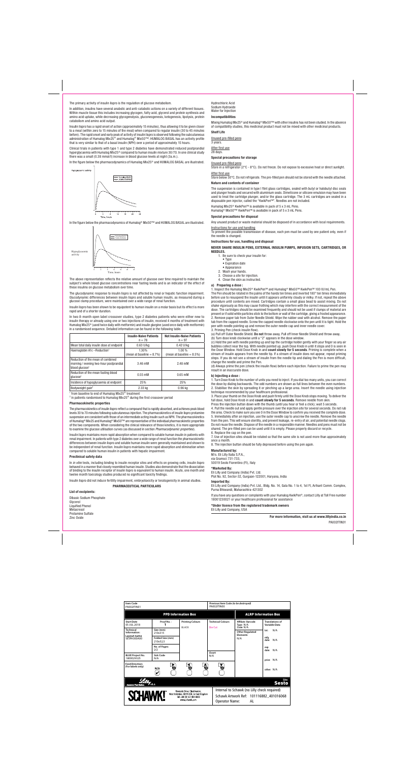The primary activity of insulin lispro is the regulation of glucose metabolism.

In addition, insulins have several anabolic and anti-catabolic actions on a variety of different tissues. Within muscle tissue this includes increasing glycogen, fatty acid, glycerol and protein synthesis and amino acid uptake, while decreasing glycogenolysis, gluconeogenesis, ketogenesis, lipolysis, protein catabolism and amino acid output.

Insulin lispro has a rapid onset of action (approximately 15 minutes), thus allowing it to be given closer to a meal (within zero to 15 minutes of the meal) when compared to regular insulin (30 to 45 minutes before). The rapid onset and early peak of activity of insulin lispro is observed following the subcutaneous administration of Humalog Mix25® and Humalog® Mix50™. HUMALOG BASAL has an activity profile that is very similar to that of a basal insulin (NPH) over a period of approximately 15 hours.

Clinical trials in patients with type 1 and type 2 diabetes have demonstrated reduced postprandial hyperglycaemia with Humalog Mix25® compared to human insulin mixture 30/70. In one clinical study there was a small (0.38 mmol/l) increase in blood glucose levels at night (3a.m.).

In the figure below the pharmacodynamics of Humalog Mix25® and HUMALOG BASAL are illustrated.

Hypoglycaemic activity

Humalog Mix25

Humalog BASAL

Time, hours

In the figure below the pharmacodynamics of Humalog® Mix50™ and HUMALOG BASAL are illustrated.

Hypoglycaemic activity

Time, hours

The above representation reflects the relative amount of glucose over time required to maintain the subject's whole blood glucose concentrations near fasting levels and is an indicator of the effect of these insulins on glucose metabolism over time.

The glucodynamic response to insulin lispro is not affected by renal or hepatic function impairment. Glucodynamic differences between insulin lispro and soluble human insulin, as measured during a glucose clamp procedure, were maintained over a wide range of renal function.

Insulin lispro has been shown to be equipotent to human insulin on a molar basis but its effect is more rapid and of a shorter duration.

In two 8-month open label crossover studies, type 2 diabetes patients who were either new to insulin therapy or already using one or two injections of insulin, received 4 months of treatment with Humalog Mix25® (used twice daily with metformin) and insulin glargine (used once daily with metformin) in a randomised sequence. Detailed information can be found in the following table.

| | Insulin-Naive Patients n = 78 | Not Insulin-Naive Patients n = 97 |
|---|---|---|
| Mean total daily insulin dose at endpoint | 0.63 U/kg | 0.42 U/kg |
| Haemoglobin A1c - Reduction[1] | 1.30% (mean at baseline = 8.7%) | 1.00 % (mean at baseline = 8.5%) |
| Reduction of the mean of combined morning / evening two-hour postprandial blood glucose[1] | 3.46 mM | 2.48 mM |
| Reduction of the mean fasting blood glucose[1] | 0.55 mM | 0.65 mM |
| Incidence of hypoglycaemia at endpoint | 25% | 25% |
| Bodyweight gain[2] | 2.33 kg | 0.96 kg |

[1] from baseline to end of Humalog Mix25® treatment

[2] in patients randomised to Humalog Mix25® during the first crossover period

### Pharmacokinetic properties

The pharmacokinetics of insulin lispro reflect a compound that is rapidly absorbed, and achieves peak blood levels 30 to 70 minutes following subcutaneous injection. The pharmacokinetics of insulin lispro protamine suspension are consistent with those of an intermediate acting insulin such as NPH. The pharmacokinetics of Humalog® Mix25 and Humalog® Mix50™ are representative of the individual pharmacokinetic properties of the two components. When considering the clinical relevance of these kinetics, it is more appropriate to examine the glucose utilisation curves (as discussed in section *Pharmacodynamic properties*).

Insulin lispro maintains more rapid absorption when compared to soluble human insulin in patients with renal impairment. In patients with type 2 diabetes over a wide range of renal function the pharmacokinetic differences between insulin lispro and soluble human insulin were generally maintained and shown to be independent of renal function. Insulin lispro maintains more rapid absorption and elimination when compared to soluble human insulin in patients with hepatic impairment.

### Preclinical safety data

In *in vitro* tests, including binding to insulin receptor sites and effects on growing cells, insulin lispro behaved in a manner that closely resembled human insulin. Studies also demonstrate that the dissociation of binding to the insulin receptor of insulin lispro is equivalent to human insulin. Acute, one month and twelve month toxicology studies produced no significant toxicity findings.

Insulin lispro did not induce fertility impairment, embryotoxicity or teratogenicity in animal studies.

## PHARMACEUTICAL PARTICULARS

### List of excipients:

Dibasic Sodium Phosphate
Glycerol
Liquified Phenol
Metacresol
Protamine Sulfate
Zinc Oxide
Hydrochloric Acid
Sodium Hydroxide
Water for Injection

### Incompatibilities

Mixing Humalog Mix25® and Humalog® Mix50™ with other insulins has not been studied. In the absence of compatibility studies, this medicinal product must not be mixed with other medicinal products.

### Shelf Life

Unused pre-filled pens
3 years.

After first use
28 days.

### Special precautions for storage

Unused pre-filled pens
Store in a refrigerator (2°C - 8°C). Do not freeze. Do not expose to excessive heat or direct sunlight.

After first use
Store below 30°C. Do not refrigerate. The pre-filled pen should not be stored with the needle attached.

### Nature and contents of container

The suspension is contained in type I flint glass cartridges, sealed with butyl or halobutyl disc seals and plunger heads and secured with aluminium seals. Dimeticone or silicone emulsion may have been used to treat the cartridge plunger, and/or the glass cartridge. The 3 mL cartridges are sealed in a disposable pen injector, called the "KwikPen™". Needles are not included.

Humalog Mix25® KwikPen™ is available in pack of 5 x 3 mL Pens.
Humalog® Mix50™ KwikPen™ is available in pack of 5 x 3 mL Pens.

### Special precautions for disposal

Any unused product or waste material should be disposed of in accordance with local requirements.

Instructions for use and handling
To prevent the possible transmission of disease, each pen must be used by one patient only, even if the needle is changed.

### Instructions for use, handling and disposal

**NEVER SHARE INSULIN PENS, EXTERNAL INSULIN PUMPS, INFUSION SETS, CARTRIDGES, OR NEEDLES.**

1. Be sure to check your insulin for:
   - Type
   - Expiration date
   - Appearance
2. Wash your hands.
3. Choose a site for injection.
4. Clean the skin as instructed.

**a) Preparing a dose :**

1. Inspect the Humalog Mix25® KwikPen™ and Humalog® Mix50™ KwikPen™ 100 IU/mL Pen.
The Pen should be rotated in the palms of the hands ten times and inverted 180° ten times immediately before use to resuspend the insulin until it appears uniformly cloudy or milky. If not, repeat the above procedure until contents are mixed. Cartridges contain a small glass bead to assist mixing. Do not shake vigorously as this may cause frothing which may interfere with the correct measurement of the dose. The cartridges should be examined frequently and should not be used if clumps of material are present or if solid white particles stick to the bottom or wall of the cartridge, giving a frosted appearance.
2. Remove paper tab from Outer Needle Shield. Wipe the rubber seal with alcohol. Remove the paper tab from the capped needle. Screw the capped needle clockwise onto the pen until it is tight. Hold the pen with needle pointing up and remove the outer needle cap and inner needle cover.
3. Priming Pen (check insulin flow).
(a) Pull off Outer Needle Shield. **Do not** throw away. Pull off Inner Needle Shield and throw away.
(b) Turn dose knob clockwise until a "2" appears in the dose window.
(c) Hold the pen with needle pointing up and tap the cartridge holder gently with your finger so any air bubbles collect near the top. With needle pointed up, push Dose Knob in until it stops and 0 is seen in the Dose Window. Hold Dose Knob in and **count slowly for 5 seconds**. Priming is complete when a stream of insulin appears from the needle tip. If a stream of insulin does not appear, repeat priming steps. If you do not see a stream of insulin from the needle tip and dialing the Pen is more difficult, change the needle and prime the Pen.
(d) Always prime the pen (check the insulin flow) before each injection. Failure to prime the pen may result in an inaccurate dose.

**b) Injecting a dose :**

1. Turn Dose Knob to the number of units you need to inject. If you dial too many units, you can correct the dose by dialing backwards. The odd numbers are shown as full lines between the even numbers.
2. Stabilise the skin by spreading it or pinching up a large area. Insert the needle using injection technique recommended by your healthcare professional.
3. Place your thumb on the Dose Knob and push firmly until the Dose Knob stops moving. To deliver the full dose, hold Dose Knob in and **count slowly for 5 seconds**. Remove needle from skin.
Press the injection button down with the thumb (until you hear or feel a click); wait 5 seconds.
4. Pull the needle out and apply gentle pressure over the injection site for several seconds. Do not rub the area. Check to make sure you see 0 in the Dose Window to confirm you received the complete dose.
5. Immediately after an injection, use the outer needle cap to unscrew the needle. Remove the needle from the pen. This will ensure sterility, and prevent leakage, re-entry of air, and potential needle clogs. Do not reuse the needle. Dispose of the needle in a responsible manner. Needles and pens must not be shared. The pre-filled pen can be used until it is empty. Please properly discard or recycle.
6. Replace the cap on the pen.
7. Use of injection sites should be rotated so that the same site is not used more than approximately once a month.
8. The injection button should be fully depressed before using the pen again.

**Manufactured by:**
M/s. Eli Lilly Italia S.P.A.,
via Gramsci 731-733,
50019 Sesto Fiorentino (FI), Italy

**\*Marketed By:**
Eli Lilly and Company (India) Pvt. Ltd.
Plot No. 92, Sector-32, Gurgaon-122001, Haryana, India

**Imported By:**
Eli Lilly and Company (India) Pvt. Ltd., Bldg. No. 14, Gala No. 1 to 4, 1st Fl, Arihant Comm. Complex, Purna Bhiwandi, Maharashtra-421302

If you have any questions or complaints with your Humalog KwikPen®, contact Lilly at Toll Free number 18001230021 or your healthcare professional for assistance

**\*Under licence from the registered trademark owners**
Eli Lilly and Company, USA

**For more information, visit us at www.lillyindia.co.in**

PA002ITIN01

| Item Code | | | Previous Item Code (to be destroyed) | | |
|---|---|---|---|---|---|
| PA002ITIN01 | | | PA002ITIN00 | | |
| **PPD Information Box** | | | | **ALRP Information Box** | |
| Start Date 05 JUL 2018 | Proof No.: 1 | Printing Colours BLACK | Technical Colours Die Cut | Affiliate Barcode Type: N/A Code: N/A | Translations of Variable Data |
| Technical Information: Layout name SESPA300A00 | Size (mm): 210x315 | | | Other Regulated Elements N/A | lot: N/A |
| | Folded Size (mm) 210x52,5 | | | | mfg date: N/A |
| | No. of Pages: 2/2 | | Overt: N/A | | exp date: N/A |
| BLUE Project No. 1800029325 | Sale Code N/A | | | | price: N/A |
| Feed Direction: (For labels only) | N/A | | | | other: N/A |

Site: **Sesto**

Internal to Schawk (no Lilly check required)
Schawk Artwork Ref: 101116882_401016068
Operator Name: AL

SCHAWK! Kenneth Drive, Cheshunt, Pennwood Industrial Estate, Cheshunt, ... Tel: +44 (0) ... www.schawk.com